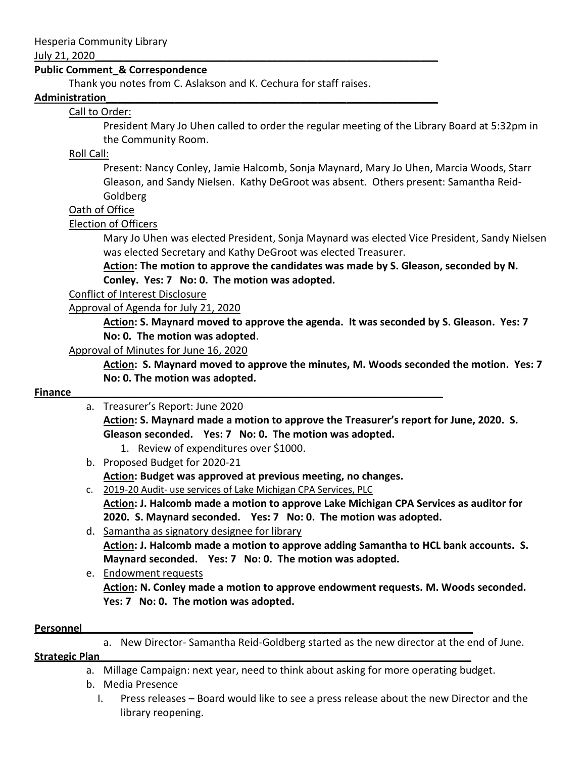Hesperia Community Library

July 21, 2020

**Public Comment_& Correspondence**

Thank you notes from C. Aslakson and K. Cechura for staff raises.

**Administration**

Call to Order:

President Mary Jo Uhen called to order the regular meeting of the Library Board at 5:32pm in the Community Room.

Roll Call:

Present: Nancy Conley, Jamie Halcomb, Sonja Maynard, Mary Jo Uhen, Marcia Woods, Starr Gleason, and Sandy Nielsen. Kathy DeGroot was absent. Others present: Samantha Reid-Goldberg

Oath of Office

Election of Officers

Mary Jo Uhen was elected President, Sonja Maynard was elected Vice President, Sandy Nielsen was elected Secretary and Kathy DeGroot was elected Treasurer.

**Action: The motion to approve the candidates was made by S. Gleason, seconded by N. Conley. Yes: 7 No: 0. The motion was adopted.**

Conflict of Interest Disclosure

Approval of Agenda for July 21, 2020

**Action: S. Maynard moved to approve the agenda. It was seconded by S. Gleason. Yes: 7 No: 0. The motion was adopted**.

Approval of Minutes for June 16, 2020

**Action: S. Maynard moved to approve the minutes, M. Woods seconded the motion. Yes: 7 No: 0. The motion was adopted.**

**Finance**

a. Treasurer's Report: June 2020

   **Action: S. Maynard made a motion to approve the Treasurer's report for June, 2020. S. Gleason seconded. Yes: 7 No: 0. The motion was adopted.**

   1. Review of expenditures over $1000.

b. Proposed Budget for 2020-21

   **Action: Budget was approved at previous meeting, no changes.**

c. 2019-20 Audit- use services of Lake Michigan CPA Services, PLC

   **Action: J. Halcomb made a motion to approve Lake Michigan CPA Services as auditor for 2020. S. Maynard seconded. Yes: 7 No: 0. The motion was adopted.**

d. Samantha as signatory designee for library

   **Action: J. Halcomb made a motion to approve adding Samantha to HCL bank accounts. S. Maynard seconded. Yes: 7 No: 0. The motion was adopted.**

e. Endowment requests

   **Action: N. Conley made a motion to approve endowment requests. M. Woods seconded. Yes: 7 No: 0. The motion was adopted.**

**Personnel**

a. New Director- Samantha Reid-Goldberg started as the new director at the end of June.

**Strategic Plan**

a. Millage Campaign: next year, need to think about asking for more operating budget.

b. Media Presence

   I. Press releases – Board would like to see a press release about the new Director and the library reopening.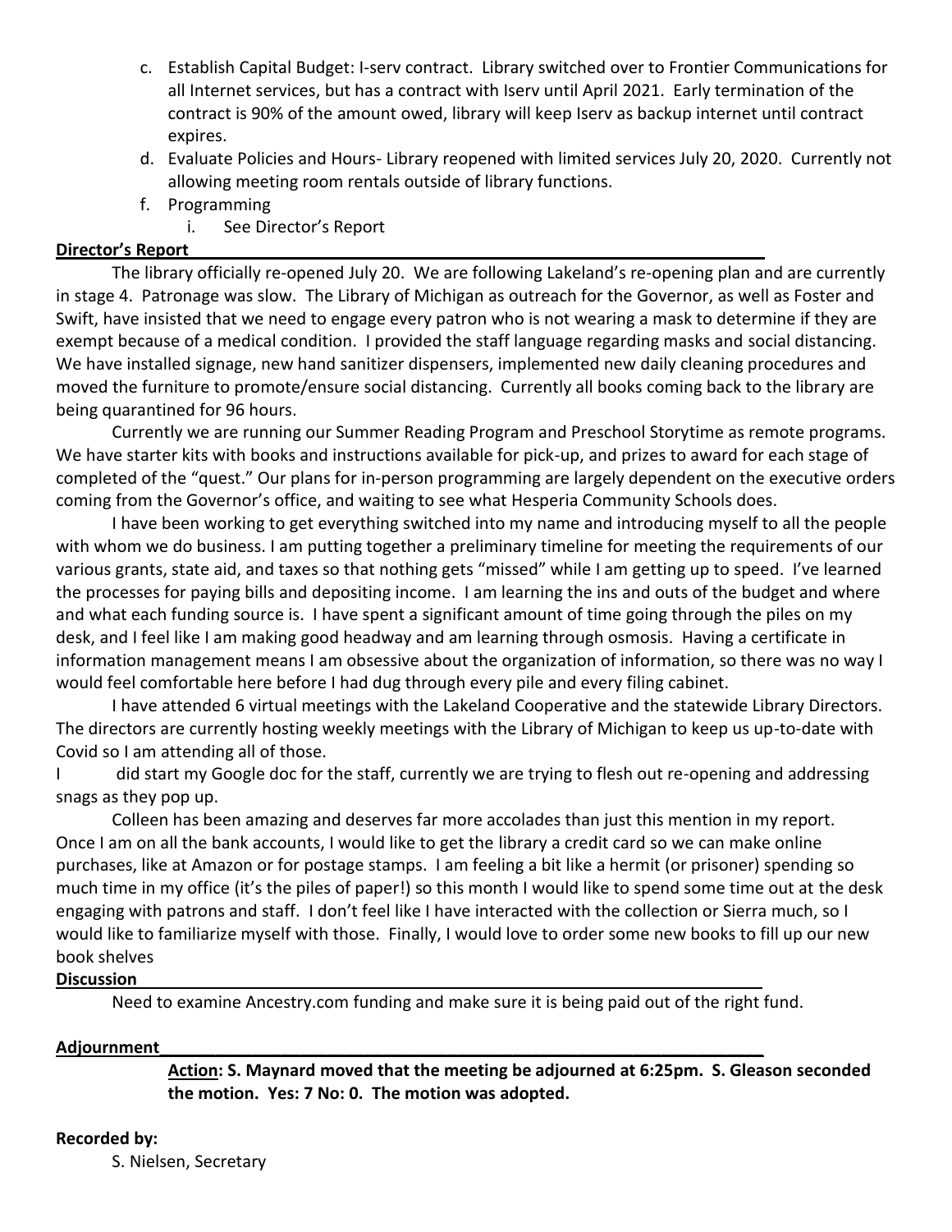c. Establish Capital Budget: I-serv contract. Library switched over to Frontier Communications for all Internet services, but has a contract with Iserv until April 2021. Early termination of the contract is 90% of the amount owed, library will keep Iserv as backup internet until contract expires.
d. Evaluate Policies and Hours- Library reopened with limited services July 20, 2020. Currently not allowing meeting room rentals outside of library functions.
f. Programming
    i. See Director's Report

**Director's Report**

The library officially re-opened July 20. We are following Lakeland's re-opening plan and are currently in stage 4. Patronage was slow. The Library of Michigan as outreach for the Governor, as well as Foster and Swift, have insisted that we need to engage every patron who is not wearing a mask to determine if they are exempt because of a medical condition. I provided the staff language regarding masks and social distancing. We have installed signage, new hand sanitizer dispensers, implemented new daily cleaning procedures and moved the furniture to promote/ensure social distancing. Currently all books coming back to the library are being quarantined for 96 hours.

Currently we are running our Summer Reading Program and Preschool Storytime as remote programs. We have starter kits with books and instructions available for pick-up, and prizes to award for each stage of completed of the "quest." Our plans for in-person programming are largely dependent on the executive orders coming from the Governor's office, and waiting to see what Hesperia Community Schools does.

I have been working to get everything switched into my name and introducing myself to all the people with whom we do business. I am putting together a preliminary timeline for meeting the requirements of our various grants, state aid, and taxes so that nothing gets "missed" while I am getting up to speed. I've learned the processes for paying bills and depositing income. I am learning the ins and outs of the budget and where and what each funding source is. I have spent a significant amount of time going through the piles on my desk, and I feel like I am making good headway and am learning through osmosis. Having a certificate in information management means I am obsessive about the organization of information, so there was no way I would feel comfortable here before I had dug through every pile and every filing cabinet.

I have attended 6 virtual meetings with the Lakeland Cooperative and the statewide Library Directors. The directors are currently hosting weekly meetings with the Library of Michigan to keep us up-to-date with Covid so I am attending all of those.

I did start my Google doc for the staff, currently we are trying to flesh out re-opening and addressing snags as they pop up.

Colleen has been amazing and deserves far more accolades than just this mention in my report. Once I am on all the bank accounts, I would like to get the library a credit card so we can make online purchases, like at Amazon or for postage stamps. I am feeling a bit like a hermit (or prisoner) spending so much time in my office (it's the piles of paper!) so this month I would like to spend some time out at the desk engaging with patrons and staff. I don't feel like I have interacted with the collection or Sierra much, so I would like to familiarize myself with those. Finally, I would love to order some new books to fill up our new book shelves

**Discussion**

Need to examine Ancestry.com funding and make sure it is being paid out of the right fund.

**Adjournment**

**Action: S. Maynard moved that the meeting be adjourned at 6:25pm. S. Gleason seconded the motion. Yes: 7 No: 0. The motion was adopted.**

**Recorded by:**

S. Nielsen, Secretary